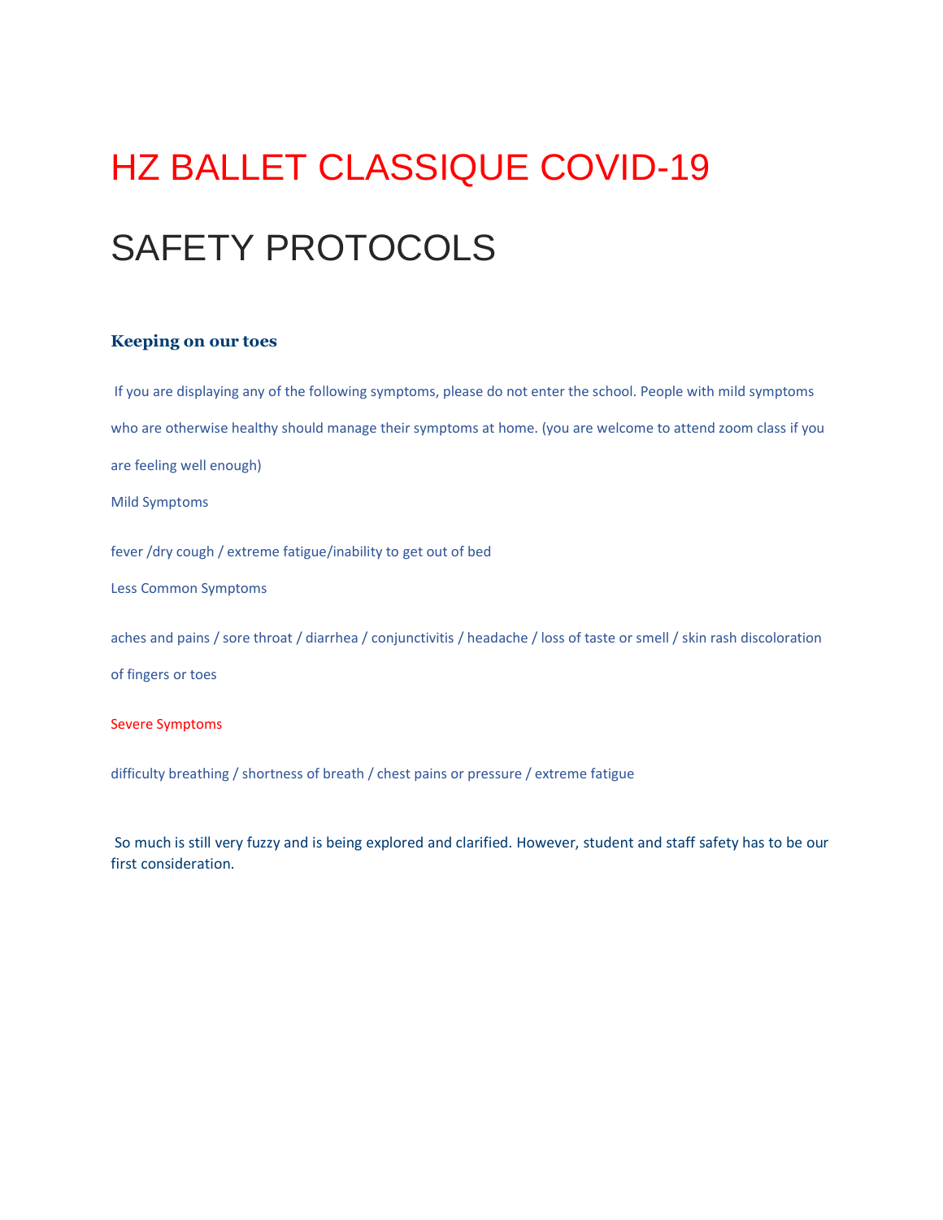# HZ BALLET CLASSIQUE COVID-19

# SAFETY PROTOCOLS

### Keeping on our toes

If you are displaying any of the following symptoms, please do not enter the school. People with mild symptoms who are otherwise healthy should manage their symptoms at home. (you are welcome to attend zoom class if you are feeling well enough)

Mild Symptoms

fever /dry cough / extreme fatigue/inability to get out of bed

Less Common Symptoms

aches and pains / sore throat / diarrhea / conjunctivitis / headache / loss of taste or smell / skin rash discoloration of fingers or toes

Severe Symptoms

difficulty breathing / shortness of breath / chest pains or pressure / extreme fatigue

So much is still very fuzzy and is being explored and clarified. However, student and staff safety has to be our first consideration.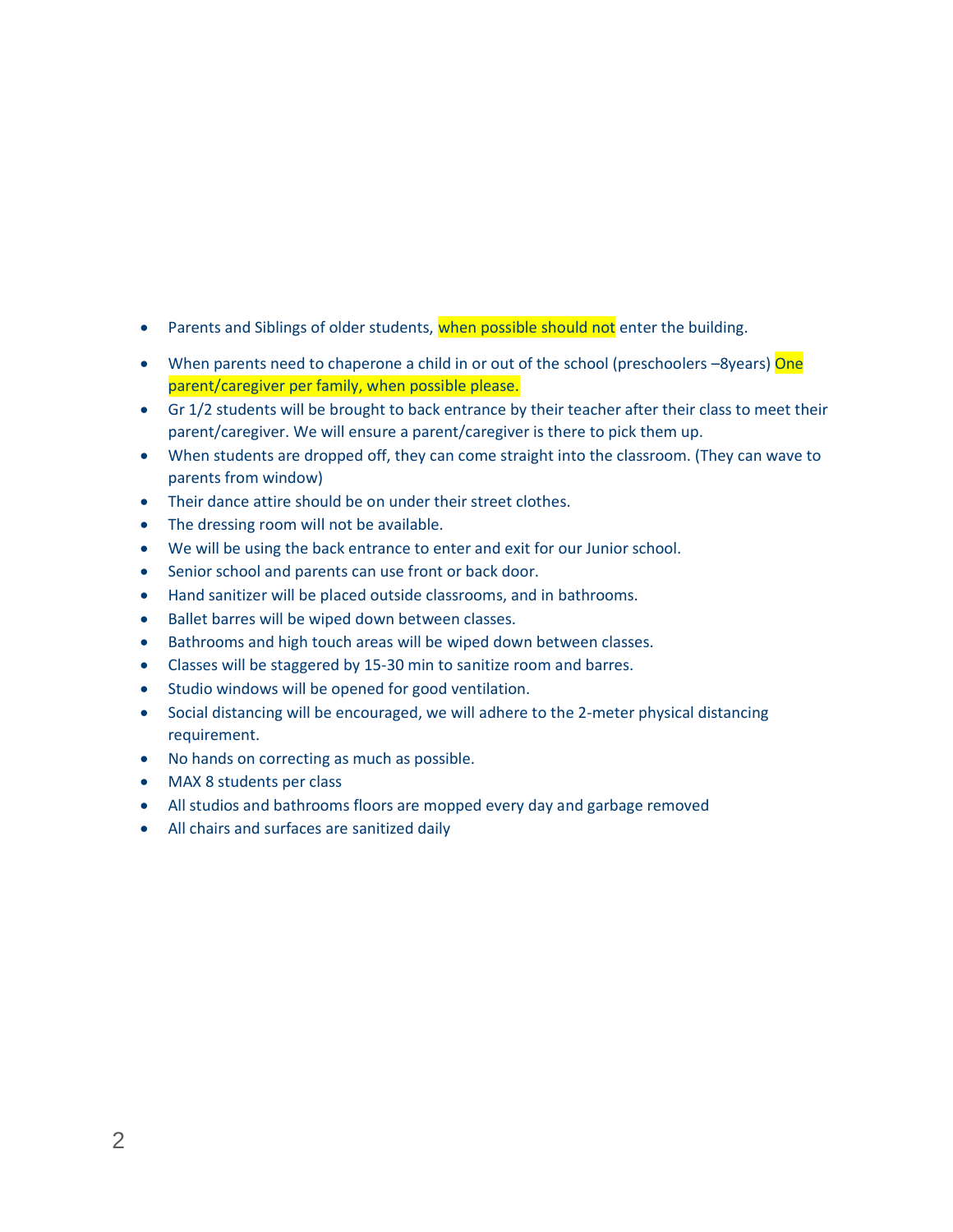- Parents and Siblings of older students, when possible should not enter the building.
- When parents need to chaperone a child in or out of the school (preschoolers –8years) One parent/caregiver per family, when possible please.
- Gr 1/2 students will be brought to back entrance by their teacher after their class to meet their parent/caregiver. We will ensure a parent/caregiver is there to pick them up.
- When students are dropped off, they can come straight into the classroom. (They can wave to parents from window)
- Their dance attire should be on under their street clothes.
- The dressing room will not be available.
- We will be using the back entrance to enter and exit for our Junior school.
- Senior school and parents can use front or back door.
- Hand sanitizer will be placed outside classrooms, and in bathrooms.
- Ballet barres will be wiped down between classes.
- Bathrooms and high touch areas will be wiped down between classes.
- Classes will be staggered by 15-30 min to sanitize room and barres.
- Studio windows will be opened for good ventilation.
- Social distancing will be encouraged, we will adhere to the 2-meter physical distancing requirement.
- No hands on correcting as much as possible.
- MAX 8 students per class
- All studios and bathrooms floors are mopped every day and garbage removed
- All chairs and surfaces are sanitized daily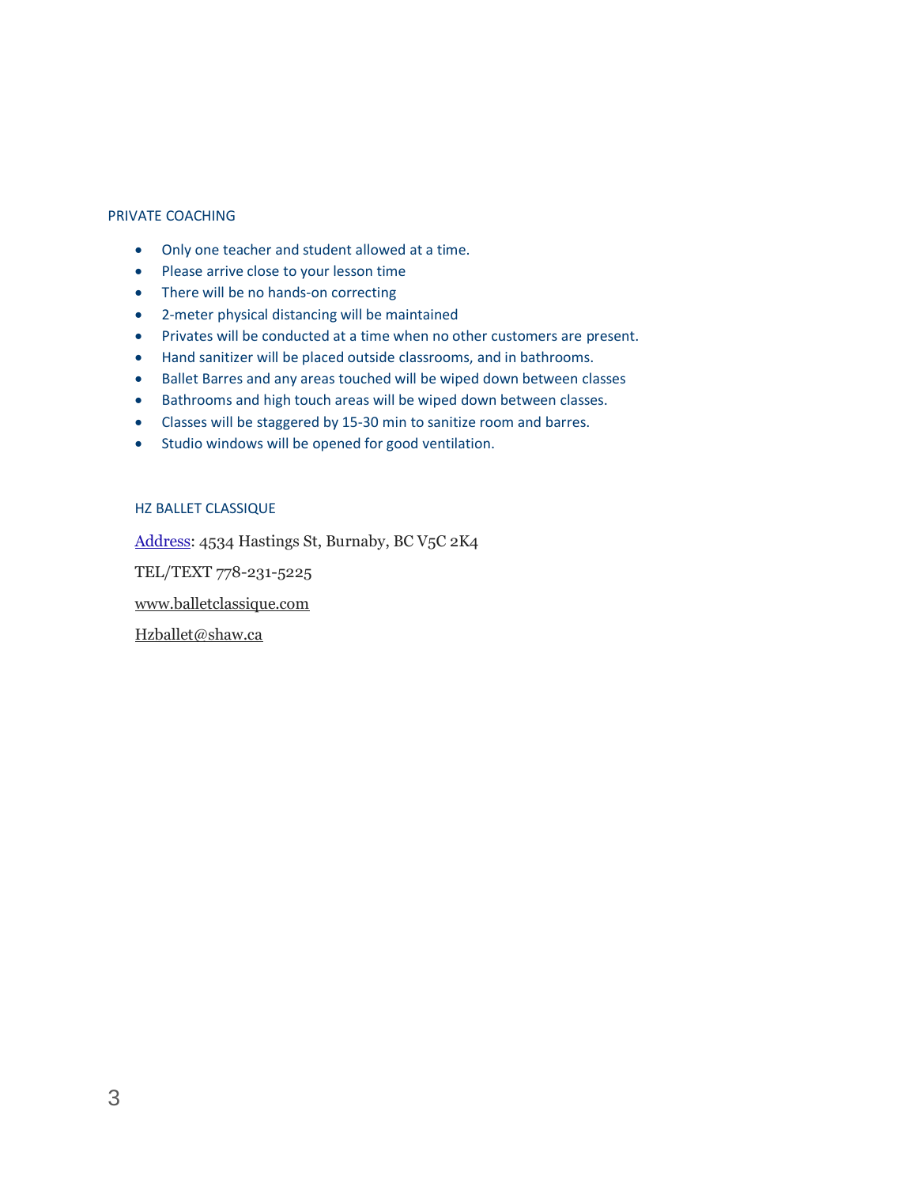## PRIVATE COACHING

- Only one teacher and student allowed at a time.
- Please arrive close to your lesson time
- There will be no hands-on correcting
- 2-meter physical distancing will be maintained
- Privates will be conducted at a time when no other customers are present.
- Hand sanitizer will be placed outside classrooms, and in bathrooms.
- Ballet Barres and any areas touched will be wiped down between classes
- Bathrooms and high touch areas will be wiped down between classes.
- Classes will be staggered by 15-30 min to sanitize room and barres.
- Studio windows will be opened for good ventilation.

### HZ BALLET CLASSIQUE

Address: 4534 Hastings St, Burnaby, BC V5C 2K4

TEL/TEXT 778-231-5225

www.balletclassique.com

Hzballet@shaw.ca